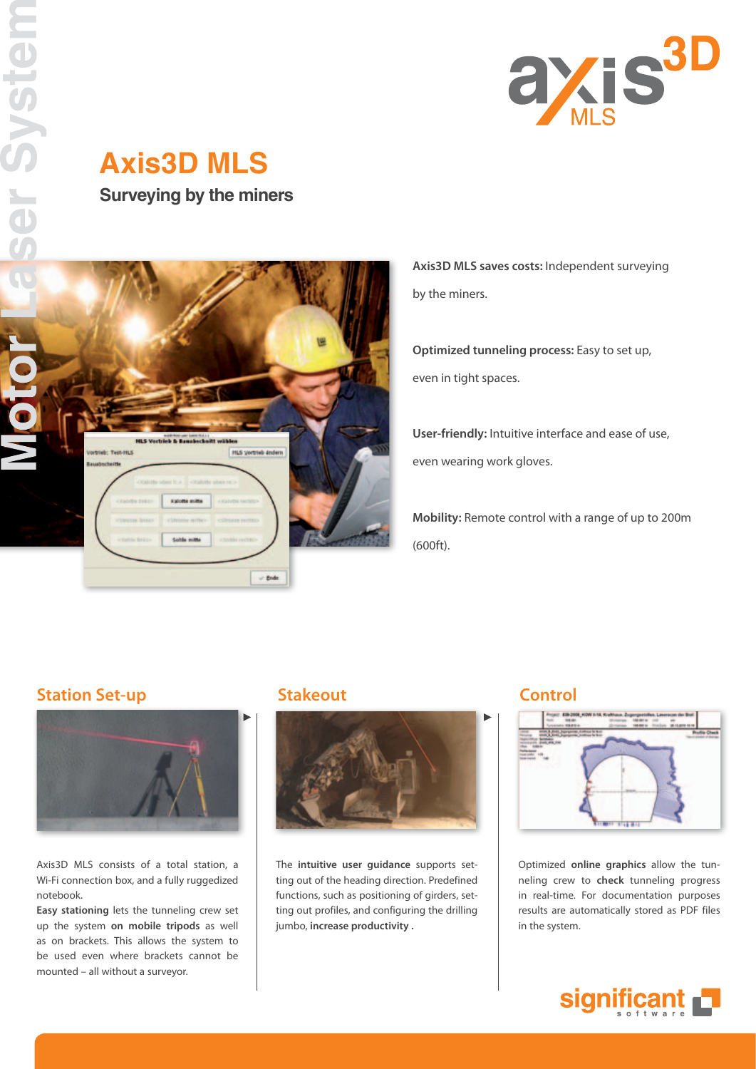# Axis3D MLS

## Surveying by the miners

**Axis3D MLS saves costs:** Independent surveying by the miners.

**Optimized tunneling process:** Easy to set up, even in tight spaces.

**User-friendly:** Intuitive interface and ease of use, even wearing work gloves.

**Mobility:** Remote control with a range of up to 200m (600ft).

### Station Set-up

Axis3D MLS consists of a total station, a Wi-Fi connection box, and a fully ruggedized notebook.

**Easy stationing** lets the tunneling crew set up the system **on mobile tripods** as well as on brackets. This allows the system to be used even where brackets cannot be mounted – all without a surveyor.

### Stakeout

The **intuitive user guidance** supports setting out of the heading direction. Predefined functions, such as positioning of girders, setting out profiles, and configuring the drilling jumbo, **increase productivity .**

### Control

Optimized **online graphics** allow the tunneling crew to **check** tunneling progress in real-time. For documentation purposes results are automatically stored as PDF files in the system.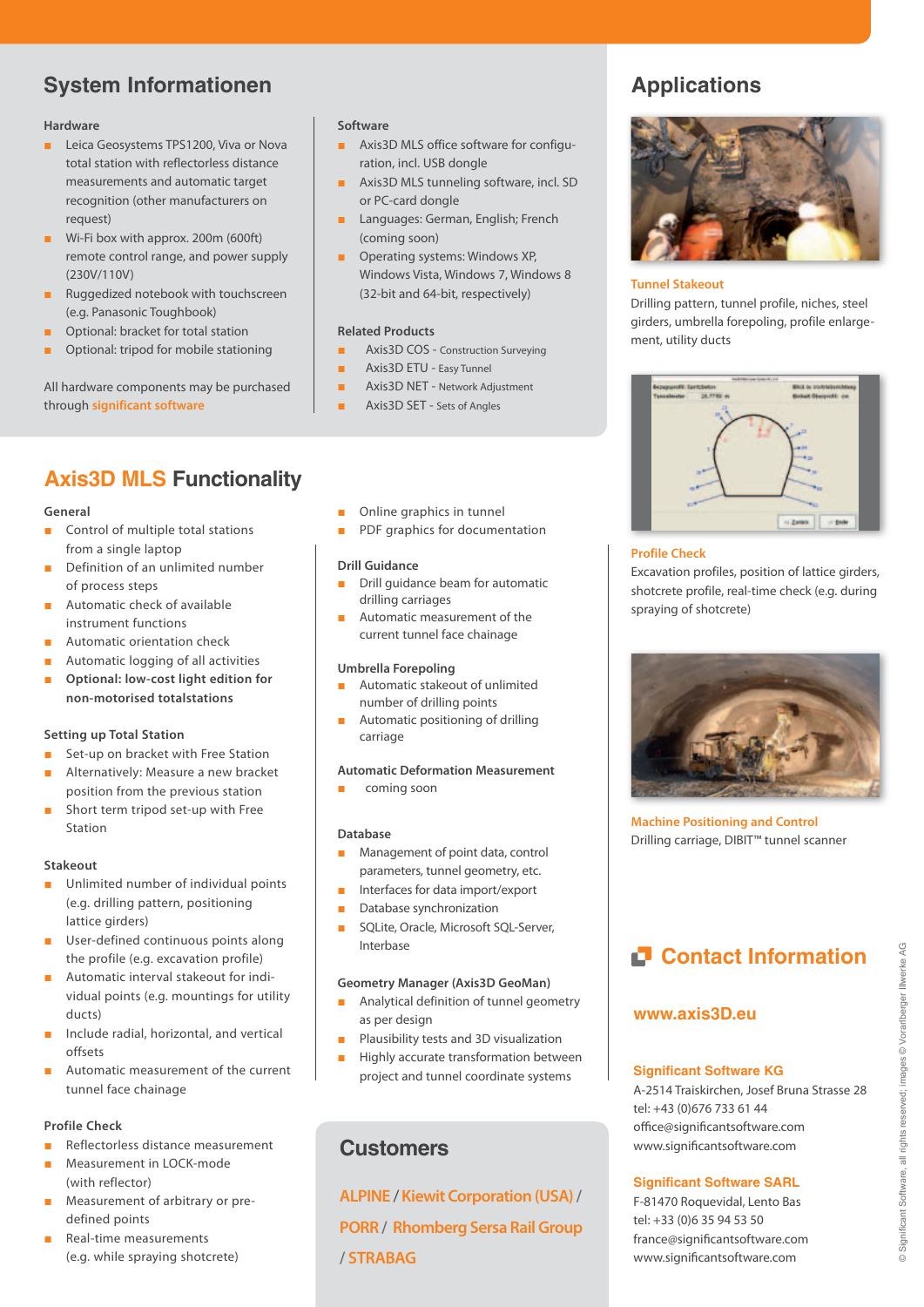## System Informationen

### Hardware

- Leica Geosystems TPS1200, Viva or Nova total station with reflectorless distance measurements and automatic target recognition (other manufacturers on request)
- Wi-Fi box with approx. 200m (600ft) remote control range, and power supply (230V/110V)
- Ruggedized notebook with touchscreen (e.g. Panasonic Toughbook)
- Optional: bracket for total station
- Optional: tripod for mobile stationing

All hardware components may be purchased through significant software

### Software

- Axis3D MLS office software for configuration, incl. USB dongle
- Axis3D MLS tunneling software, incl. SD or PC-card dongle
- Languages: German, English; French (coming soon)
- Operating systems: Windows XP, Windows Vista, Windows 7, Windows 8 (32-bit and 64-bit, respectively)

### Related Products

- Axis3D COS - Construction Surveying
- Axis3D ETU - Easy Tunnel
- Axis3D NET - Network Adjustment
- Axis3D SET - Sets of Angles

## Axis3D MLS Functionality

### General

- Control of multiple total stations from a single laptop
- Definition of an unlimited number of process steps
- Automatic check of available instrument functions
- Automatic orientation check
- Automatic logging of all activities
- **Optional: low-cost light edition for non-motorised totalstations**

### Setting up Total Station

- Set-up on bracket with Free Station
- Alternatively: Measure a new bracket position from the previous station
- Short term tripod set-up with Free Station

### Stakeout

- Unlimited number of individual points (e.g. drilling pattern, positioning lattice girders)
- User-defined continuous points along the profile (e.g. excavation profile)
- Automatic interval stakeout for individual points (e.g. mountings for utility ducts)
- Include radial, horizontal, and vertical offsets
- Automatic measurement of the current tunnel face chainage

### Profile Check

- Reflectorless distance measurement
- Measurement in LOCK-mode (with reflector)
- Measurement of arbitrary or predefined points
- Real-time measurements (e.g. while spraying shotcrete)
- Online graphics in tunnel
- PDF graphics for documentation

### Drill Guidance

- Drill guidance beam for automatic drilling carriages
- Automatic measurement of the current tunnel face chainage

### Umbrella Forepoling

- Automatic stakeout of unlimited number of drilling points
- Automatic positioning of drilling carriage

### Automatic Deformation Measurement

- coming soon

### Database

- Management of point data, control parameters, tunnel geometry, etc.
- Interfaces for data import/export
- Database synchronization
- SQLite, Oracle, Microsoft SQL-Server, Interbase

### Geometry Manager (Axis3D GeoMan)

- Analytical definition of tunnel geometry as per design
- Plausibility tests and 3D visualization
- Highly accurate transformation between project and tunnel coordinate systems

## Customers

ALPINE / Kiewit Corporation (USA) / PORR / Rhomberg Sersa Rail Group / STRABAG

## Applications

**Tunnel Stakeout**

Drilling pattern, tunnel profile, niches, steel girders, umbrella forepoling, profile enlargement, utility ducts

**Profile Check**

Excavation profiles, position of lattice girders, shotcrete profile, real-time check (e.g. during spraying of shotcrete)

**Machine Positioning and Control**

Drilling carriage, DIBIT™ tunnel scanner

## Contact Information

**www.axis3D.eu**

**Significant Software KG**
A-2514 Traiskirchen, Josef Bruna Strasse 28
tel: +43 (0)676 733 61 44
office@significantsoftware.com
www.significantsoftware.com

**Significant Software SARL**
F-81470 Roquevidal, Lento Bas
tel: +33 (0)6 35 94 53 50
france@significantsoftware.com
www.significantsoftware.com

© Significant Software, all rights reserved; images © Vorarlberger Illwerke AG